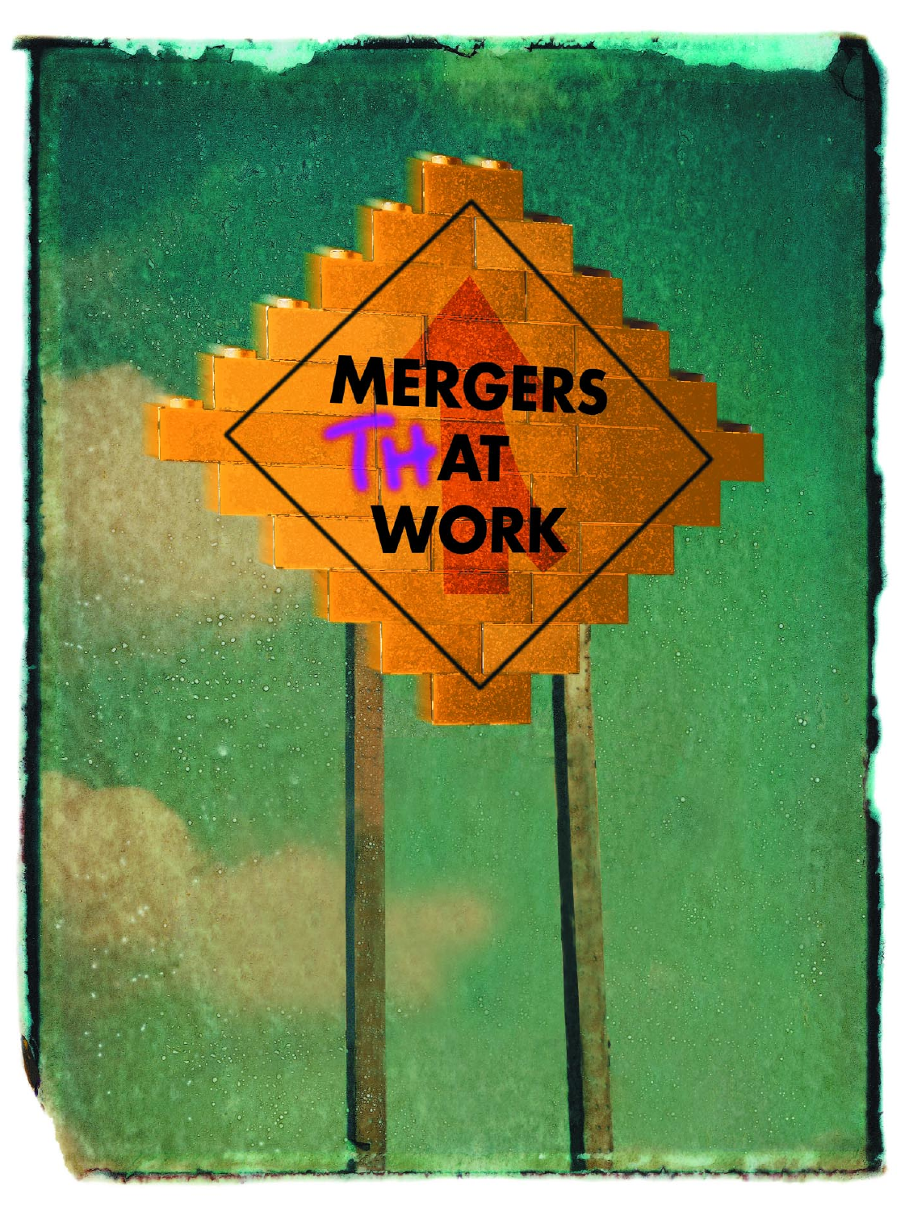# MERGERS THAT WORK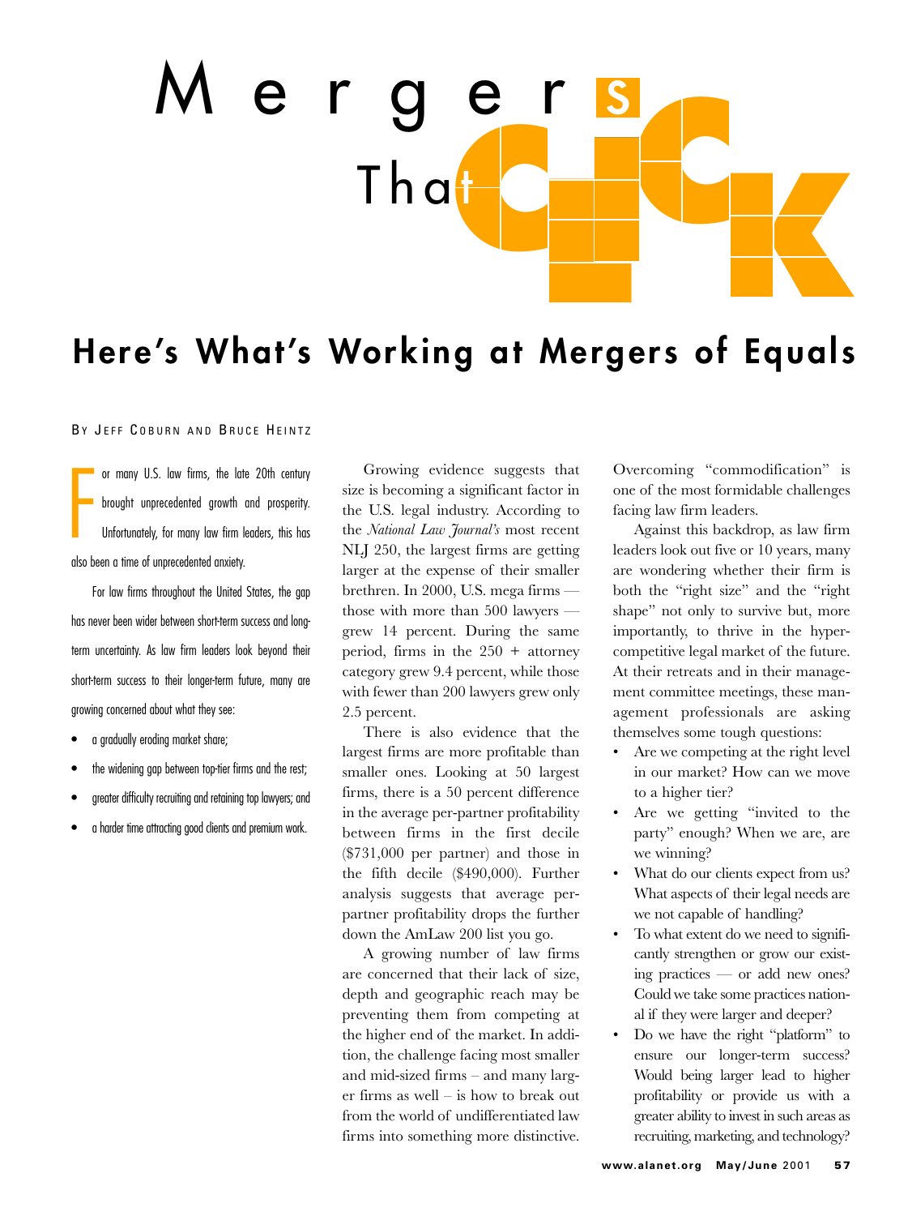# Mergers That Click

## Here's What's Working at Mergers of Equals

By Jeff Coburn and Bruce Heintz

For many U.S. law firms, the late 20th century brought unprecedented growth and prosperity. Unfortunately, for many law firm leaders, this has also been a time of unprecedented anxiety.

For law firms throughout the United States, the gap has never been wider between short-term success and long-term uncertainty. As law firm leaders look beyond their short-term success to their longer-term future, many are growing concerned about what they see:

- a gradually eroding market share;
- the widening gap between top-tier firms and the rest;
- greater difficulty recruiting and retaining top lawyers; and
- a harder time attracting good clients and premium work.

Growing evidence suggests that size is becoming a significant factor in the U.S. legal industry. According to the *National Law Journal's* most recent NLJ 250, the largest firms are getting larger at the expense of their smaller brethren. In 2000, U.S. mega firms — those with more than 500 lawyers — grew 14 percent. During the same period, firms in the 250 + attorney category grew 9.4 percent, while those with fewer than 200 lawyers grew only 2.5 percent.

There is also evidence that the largest firms are more profitable than smaller ones. Looking at 50 largest firms, there is a 50 percent difference in the average per-partner profitability between firms in the first decile ($731,000 per partner) and those in the fifth decile ($490,000). Further analysis suggests that average per-partner profitability drops the further down the AmLaw 200 list you go.

A growing number of law firms are concerned that their lack of size, depth and geographic reach may be preventing them from competing at the higher end of the market. In addition, the challenge facing most smaller and mid-sized firms – and many larger firms as well – is how to break out from the world of undifferentiated law firms into something more distinctive. Overcoming "commodification" is one of the most formidable challenges facing law firm leaders.

Against this backdrop, as law firm leaders look out five or 10 years, many are wondering whether their firm is both the "right size" and the "right shape" not only to survive but, more importantly, to thrive in the hyper-competitive legal market of the future. At their retreats and in their management committee meetings, these management professionals are asking themselves some tough questions:

- Are we competing at the right level in our market? How can we move to a higher tier?
- Are we getting "invited to the party" enough? When we are, are we winning?
- What do our clients expect from us? What aspects of their legal needs are we not capable of handling?
- To what extent do we need to significantly strengthen or grow our existing practices — or add new ones? Could we take some practices national if they were larger and deeper?
- Do we have the right "platform" to ensure our longer-term success? Would being larger lead to higher profitability or provide us with a greater ability to invest in such areas as recruiting, marketing, and technology?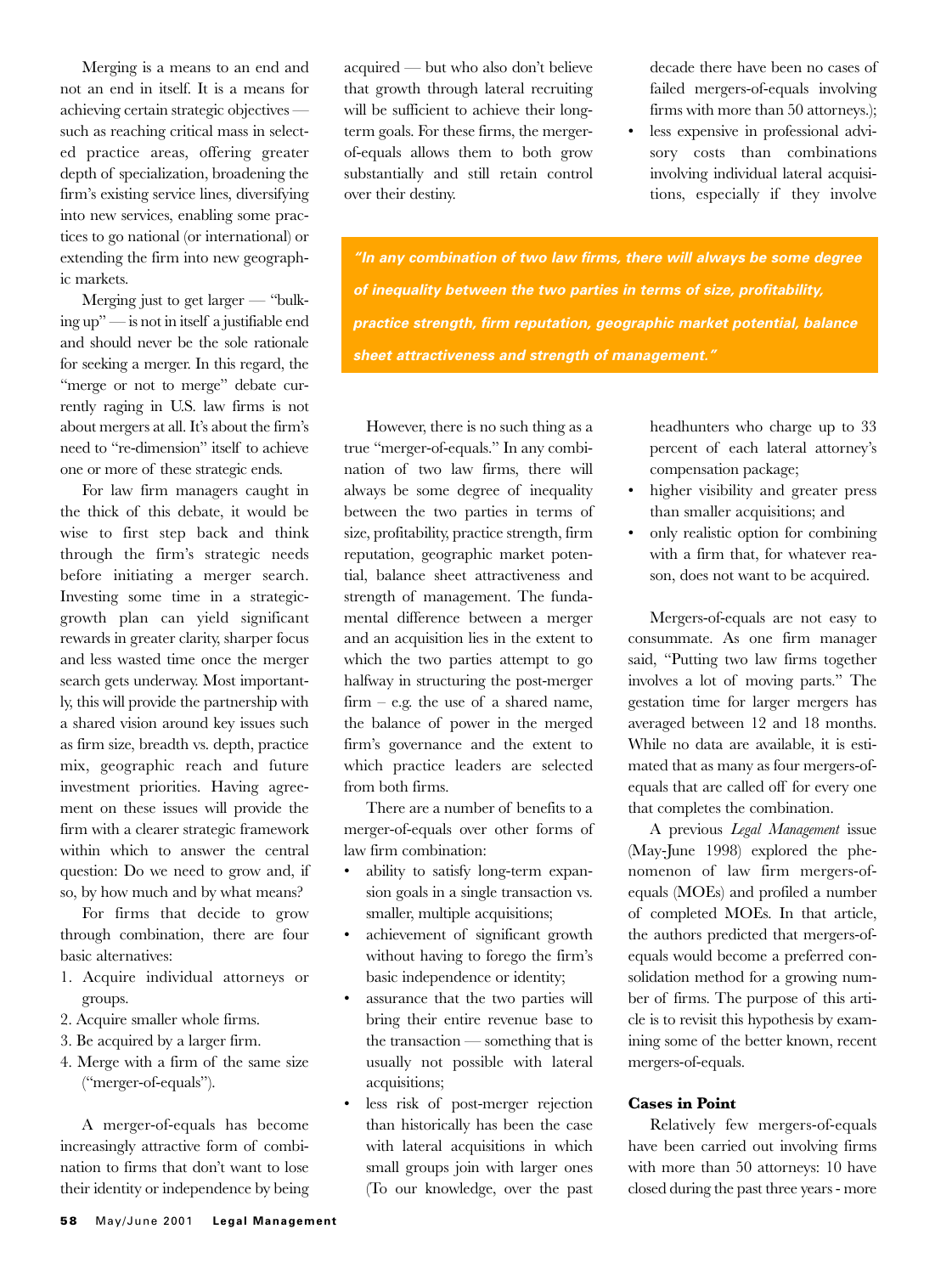Merging is a means to an end and not an end in itself. It is a means for achieving certain strategic objectives — such as reaching critical mass in selected practice areas, offering greater depth of specialization, broadening the firm's existing service lines, diversifying into new services, enabling some practices to go national (or international) or extending the firm into new geographic markets.

Merging just to get larger — "bulking up" — is not in itself a justifiable end and should never be the sole rationale for seeking a merger. In this regard, the "merge or not to merge" debate currently raging in U.S. law firms is not about mergers at all. It's about the firm's need to "re-dimension" itself to achieve one or more of these strategic ends.

For law firm managers caught in the thick of this debate, it would be wise to first step back and think through the firm's strategic needs before initiating a merger search. Investing some time in a strategic-growth plan can yield significant rewards in greater clarity, sharper focus and less wasted time once the merger search gets underway. Most importantly, this will provide the partnership with a shared vision around key issues such as firm size, breadth vs. depth, practice mix, geographic reach and future investment priorities. Having agreement on these issues will provide the firm with a clearer strategic framework within which to answer the central question: Do we need to grow and, if so, by how much and by what means?

For firms that decide to grow through combination, there are four basic alternatives:

1. Acquire individual attorneys or groups.
2. Acquire smaller whole firms.
3. Be acquired by a larger firm.
4. Merge with a firm of the same size ("merger-of-equals").

A merger-of-equals has become increasingly attractive form of combination to firms that don't want to lose their identity or independence by being acquired — but who also don't believe that growth through lateral recruiting will be sufficient to achieve their long-term goals. For these firms, the merger-of-equals allows them to both grow substantially and still retain control over their destiny.

> ***"In any combination of two law firms, there will always be some degree of inequality between the two parties in terms of size, profitability, practice strength, firm reputation, geographic market potential, balance sheet attractiveness and strength of management."***

However, there is no such thing as a true "merger-of-equals." In any combination of two law firms, there will always be some degree of inequality between the two parties in terms of size, profitability, practice strength, firm reputation, geographic market potential, balance sheet attractiveness and strength of management. The fundamental difference between a merger and an acquisition lies in the extent to which the two parties attempt to go halfway in structuring the post-merger firm – e.g. the use of a shared name, the balance of power in the merged firm's governance and the extent to which practice leaders are selected from both firms.

There are a number of benefits to a merger-of-equals over other forms of law firm combination:

- ability to satisfy long-term expansion goals in a single transaction vs. smaller, multiple acquisitions;
- achievement of significant growth without having to forego the firm's basic independence or identity;
- assurance that the two parties will bring their entire revenue base to the transaction — something that is usually not possible with lateral acquisitions;
- less risk of post-merger rejection than historically has been the case with lateral acquisitions in which small groups join with larger ones (To our knowledge, over the past decade there have been no cases of failed mergers-of-equals involving firms with more than 50 attorneys.);
- less expensive in professional advisory costs than combinations involving individual lateral acquisitions, especially if they involve headhunters who charge up to 33 percent of each lateral attorney's compensation package;
- higher visibility and greater press than smaller acquisitions; and
- only realistic option for combining with a firm that, for whatever reason, does not want to be acquired.

Mergers-of-equals are not easy to consummate. As one firm manager said, "Putting two law firms together involves a lot of moving parts." The gestation time for larger mergers has averaged between 12 and 18 months. While no data are available, it is estimated that as many as four mergers-of-equals that are called off for every one that completes the combination.

A previous *Legal Management* issue (May-June 1998) explored the phenomenon of law firm mergers-of-equals (MOEs) and profiled a number of completed MOEs. In that article, the authors predicted that mergers-of-equals would become a preferred consolidation method for a growing number of firms. The purpose of this article is to revisit this hypothesis by examining some of the better known, recent mergers-of-equals.

**Cases in Point**

Relatively few mergers-of-equals have been carried out involving firms with more than 50 attorneys: 10 have closed during the past three years - more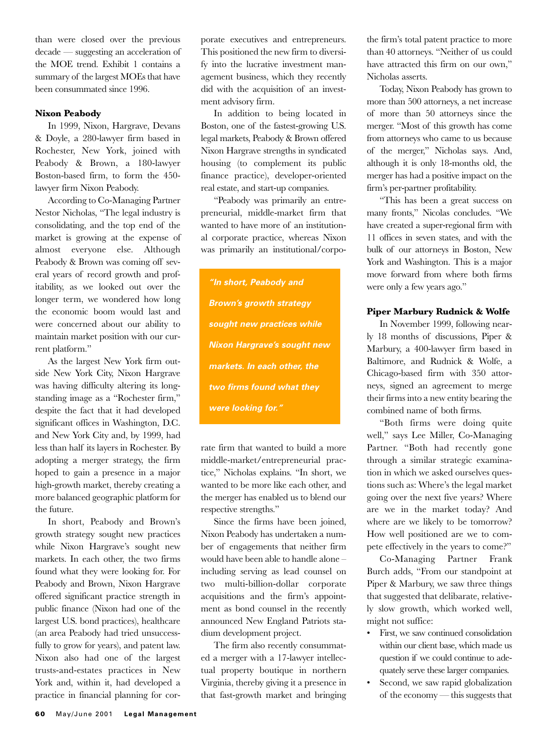than were closed over the previous decade — suggesting an acceleration of the MOE trend. Exhibit 1 contains a summary of the largest MOEs that have been consummated since 1996.

**Nixon Peabody**

In 1999, Nixon, Hargrave, Devans & Doyle, a 280-lawyer firm based in Rochester, New York, joined with Peabody & Brown, a 180-lawyer Boston-based firm, to form the 450-lawyer firm Nixon Peabody.

According to Co-Managing Partner Nestor Nicholas, "The legal industry is consolidating, and the top end of the market is growing at the expense of almost everyone else. Although Peabody & Brown was coming off several years of record growth and profitability, as we looked out over the longer term, we wondered how long the economic boom would last and were concerned about our ability to maintain market position with our current platform."

As the largest New York firm outside New York City, Nixon Hargrave was having difficulty altering its longstanding image as a "Rochester firm," despite the fact that it had developed significant offices in Washington, D.C. and New York City and, by 1999, had less than half its layers in Rochester. By adopting a merger strategy, the firm hoped to gain a presence in a major high-growth market, thereby creating a more balanced geographic platform for the future.

In short, Peabody and Brown's growth strategy sought new practices while Nixon Hargrave's sought new markets. In each other, the two firms found what they were looking for. For Peabody and Brown, Nixon Hargrave offered significant practice strength in public finance (Nixon had one of the largest U.S. bond practices), healthcare (an area Peabody had tried unsuccessfully to grow for years), and patent law. Nixon also had one of the largest trusts-and-estates practices in New York and, within it, had developed a practice in financial planning for corporate executives and entrepreneurs. This positioned the new firm to diversify into the lucrative investment management business, which they recently did with the acquisition of an investment advisory firm.

In addition to being located in Boston, one of the fastest-growing U.S. legal markets, Peabody & Brown offered Nixon Hargrave strengths in syndicated housing (to complement its public finance practice), developer-oriented real estate, and start-up companies.

"Peabody was primarily an entrepreneurial, middle-market firm that wanted to have more of an institutional corporate practice, whereas Nixon was primarily an institutional/corporate firm that wanted to build a more middle-market/entrepreneurial practice," Nicholas explains. "In short, we wanted to be more like each other, and the merger has enabled us to blend our respective strengths."

*"In short, Peabody and Brown's growth strategy sought new practices while Nixon Hargrave's sought new markets. In each other, the two firms found what they were looking for."*

Since the firms have been joined, Nixon Peabody has undertaken a number of engagements that neither firm would have been able to handle alone – including serving as lead counsel on two multi-billion-dollar corporate acquisitions and the firm's appointment as bond counsel in the recently announced New England Patriots stadium development project.

The firm also recently consummated a merger with a 17-lawyer intellectual property boutique in northern Virginia, thereby giving it a presence in that fast-growth market and bringing the firm's total patent practice to more than 40 attorneys. "Neither of us could have attracted this firm on our own," Nicholas asserts.

Today, Nixon Peabody has grown to more than 500 attorneys, a net increase of more than 50 attorneys since the merger. "Most of this growth has come from attorneys who came to us because of the merger," Nicholas says. And, although it is only 18-months old, the merger has had a positive impact on the firm's per-partner profitability.

"This has been a great success on many fronts," Nicolas concludes. "We have created a super-regional firm with 11 offices in seven states, and with the bulk of our attorneys in Boston, New York and Washington. This is a major move forward from where both firms were only a few years ago."

**Piper Marbury Rudnick & Wolfe**

In November 1999, following nearly 18 months of discussions, Piper & Marbury, a 400-lawyer firm based in Baltimore, and Rudnick & Wolfe, a Chicago-based firm with 350 attorneys, signed an agreement to merge their firms into a new entity bearing the combined name of both firms.

"Both firms were doing quite well," says Lee Miller, Co-Managing Partner. "Both had recently gone through a similar strategic examination in which we asked ourselves questions such as: Where's the legal market going over the next five years? Where are we in the market today? And where are we likely to be tomorrow? How well positioned are we to compete effectively in the years to come?"

Co-Managing Partner Frank Burch adds, "From our standpoint at Piper & Marbury, we saw three things that suggested that delibarate, relatively slow growth, which worked well, might not suffice:

- First, we saw continued consolidation within our client base, which made us question if we could continue to adequately serve these larger companies.
- Second, we saw rapid globalization of the economy — this suggests that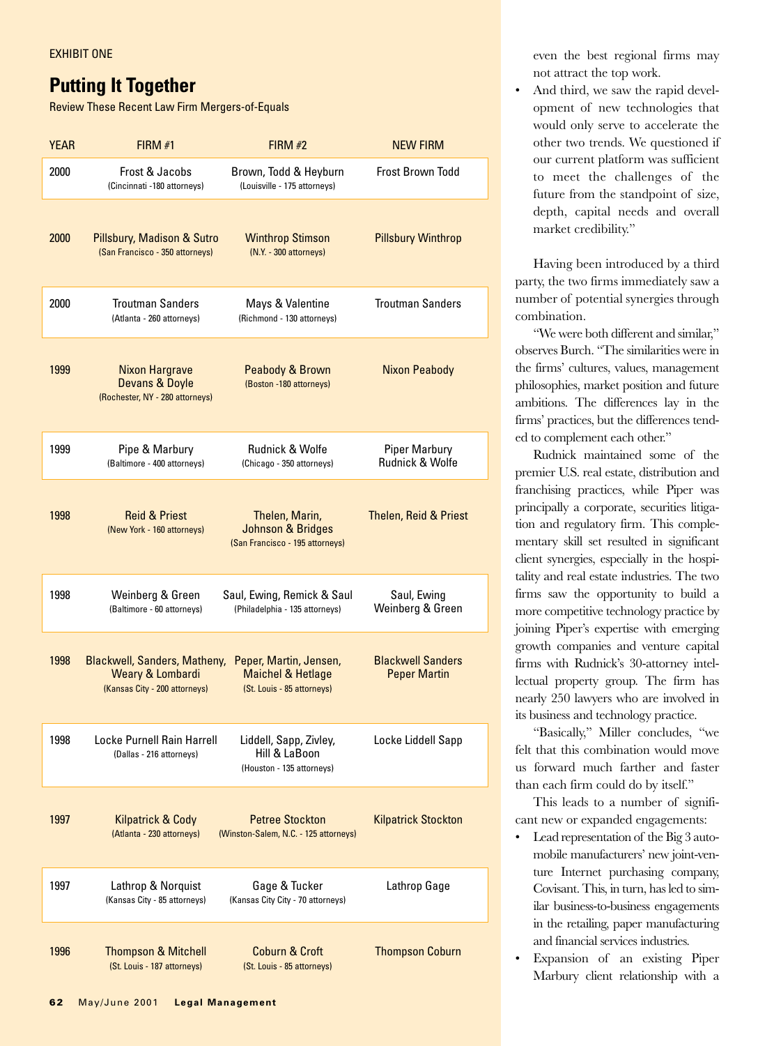EXHIBIT ONE

## Putting It Together

Review These Recent Law Firm Mergers-of-Equals

| YEAR | FIRM #1 | FIRM #2 | NEW FIRM |
|---|---|---|---|
| 2000 | Frost & Jacobs (Cincinnati -180 attorneys) | Brown, Todd & Heyburn (Louisville - 175 attorneys) | Frost Brown Todd |
| 2000 | Pillsbury, Madison & Sutro (San Francisco - 350 attorneys) | Winthrop Stimson (N.Y. - 300 attorneys) | Pillsbury Winthrop |
| 2000 | Troutman Sanders (Atlanta - 260 attorneys) | Mays & Valentine (Richmond - 130 attorneys) | Troutman Sanders |
| 1999 | Nixon Hargrave Devans & Doyle (Rochester, NY - 280 attorneys) | Peabody & Brown (Boston -180 attorneys) | Nixon Peabody |
| 1999 | Pipe & Marbury (Baltimore - 400 attorneys) | Rudnick & Wolfe (Chicago - 350 attorneys) | Piper Marbury Rudnick & Wolfe |
| 1998 | Reid & Priest (New York - 160 attorneys) | Thelen, Marin, Johnson & Bridges (San Francisco - 195 attorneys) | Thelen, Reid & Priest |
| 1998 | Weinberg & Green (Baltimore - 60 attorneys) | Saul, Ewing, Remick & Saul (Philadelphia - 135 attorneys) | Saul, Ewing Weinberg & Green |
| 1998 | Blackwell, Sanders, Matheny, Weary & Lombardi (Kansas City - 200 attorneys) | Peper, Martin, Jensen, Maichel & Hetlage (St. Louis - 85 attorneys) | Blackwell Sanders Peper Martin |
| 1998 | Locke Purnell Rain Harrell (Dallas - 216 attorneys) | Liddell, Sapp, Zivley, Hill & LaBoon (Houston - 135 attorneys) | Locke Liddell Sapp |
| 1997 | Kilpatrick & Cody (Atlanta - 230 attorneys) | Petree Stockton (Winston-Salem, N.C. - 125 attorneys) | Kilpatrick Stockton |
| 1997 | Lathrop & Norquist (Kansas City - 85 attorneys) | Gage & Tucker (Kansas City City - 70 attorneys) | Lathrop Gage |
| 1996 | Thompson & Mitchell (St. Louis - 187 attorneys) | Coburn & Croft (St. Louis - 85 attorneys) | Thompson Coburn |

even the best regional firms may not attract the top work.

- And third, we saw the rapid development of new technologies that would only serve to accelerate the other two trends. We questioned if our current platform was sufficient to meet the challenges of the future from the standpoint of size, depth, capital needs and overall market credibility."

Having been introduced by a third party, the two firms immediately saw a number of potential synergies through combination.

"We were both different and similar," observes Burch. "The similarities were in the firms' cultures, values, management philosophies, market position and future ambitions. The differences lay in the firms' practices, but the differences tended to complement each other."

Rudnick maintained some of the premier U.S. real estate, distribution and franchising practices, while Piper was principally a corporate, securities litigation and regulatory firm. This complementary skill set resulted in significant client synergies, especially in the hospitality and real estate industries. The two firms saw the opportunity to build a more competitive technology practice by joining Piper's expertise with emerging growth companies and venture capital firms with Rudnick's 30-attorney intellectual property group. The firm has nearly 250 lawyers who are involved in its business and technology practice.

"Basically," Miller concludes, "we felt that this combination would move us forward much farther and faster than each firm could do by itself."

This leads to a number of significant new or expanded engagements:

- Lead representation of the Big 3 automobile manufacturers' new joint-venture Internet purchasing company, Covisant. This, in turn, has led to similar business-to-business engagements in the retailing, paper manufacturing and financial services industries.
- Expansion of an existing Piper Marbury client relationship with a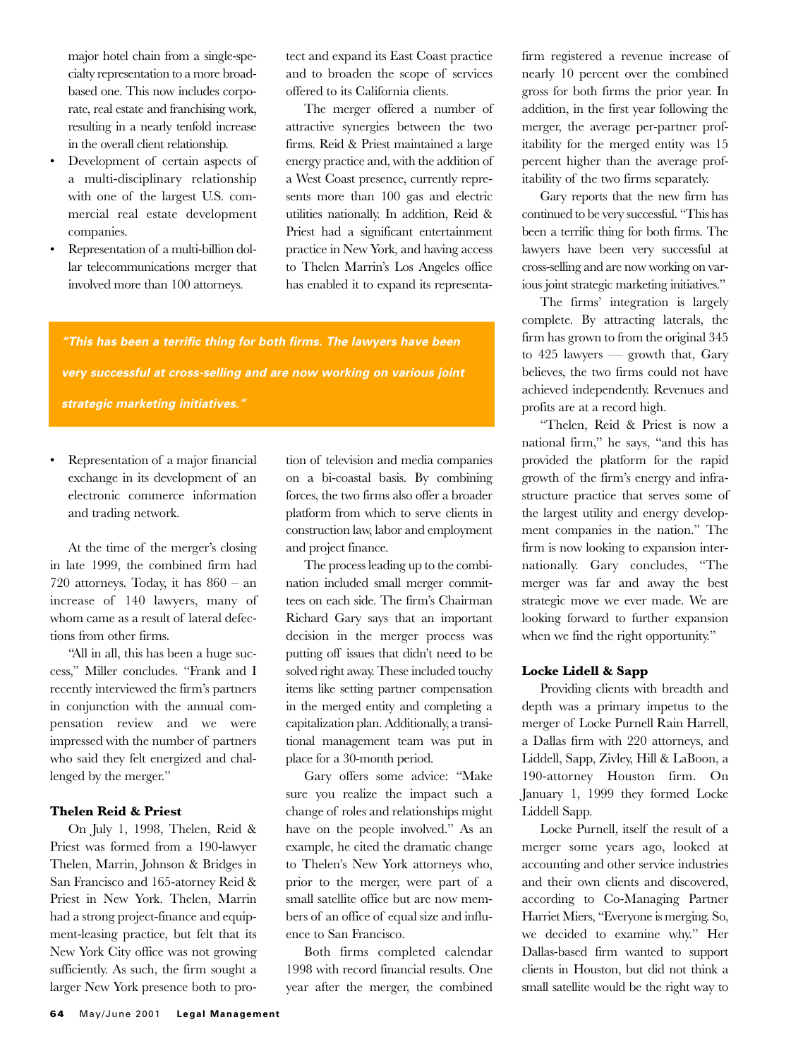major hotel chain from a single-specialty representation to a more broad-based one. This now includes corporate, real estate and franchising work, resulting in a nearly tenfold increase in the overall client relationship.

- Development of certain aspects of a multi-disciplinary relationship with one of the largest U.S. commercial real estate development companies.
- Representation of a multi-billion dollar telecommunications merger that involved more than 100 attorneys.
- Representation of a major financial exchange in its development of an electronic commerce information and trading network.

At the time of the merger's closing in late 1999, the combined firm had 720 attorneys. Today, it has 860 – an increase of 140 lawyers, many of whom came as a result of lateral defections from other firms.

"All in all, this has been a huge success," Miller concludes. "Frank and I recently interviewed the firm's partners in conjunction with the annual compensation review and we were impressed with the number of partners who said they felt energized and challenged by the merger."

**Thelen Reid & Priest**

On July 1, 1998, Thelen, Reid & Priest was formed from a 190-lawyer Thelen, Marrin, Johnson & Bridges in San Francisco and 165-atorney Reid & Priest in New York. Thelen, Marrin had a strong project-finance and equipment-leasing practice, but felt that its New York City office was not growing sufficiently. As such, the firm sought a larger New York presence both to protect and expand its East Coast practice and to broaden the scope of services offered to its California clients.

The merger offered a number of attractive synergies between the two firms. Reid & Priest maintained a large energy practice and, with the addition of a West Coast presence, currently represents more than 100 gas and electric utilities nationally. In addition, Reid & Priest had a significant entertainment practice in New York, and having access to Thelen Marrin's Los Angeles office has enabled it to expand its representation of television and media companies on a bi-coastal basis. By combining forces, the two firms also offer a broader platform from which to serve clients in construction law, labor and employment and project finance.

*"This has been a terrific thing for both firms. The lawyers have been very successful at cross-selling and are now working on various joint strategic marketing initiatives."*

The process leading up to the combination included small merger committees on each side. The firm's Chairman Richard Gary says that an important decision in the merger process was putting off issues that didn't need to be solved right away. These included touchy items like setting partner compensation in the merged entity and completing a capitalization plan. Additionally, a transitional management team was put in place for a 30-month period.

Gary offers some advice: "Make sure you realize the impact such a change of roles and relationships might have on the people involved." As an example, he cited the dramatic change to Thelen's New York attorneys who, prior to the merger, were part of a small satellite office but are now members of an office of equal size and influence to San Francisco.

Both firms completed calendar 1998 with record financial results. One year after the merger, the combined firm registered a revenue increase of nearly 10 percent over the combined gross for both firms the prior year. In addition, in the first year following the merger, the average per-partner profitability for the merged entity was 15 percent higher than the average profitability of the two firms separately.

Gary reports that the new firm has continued to be very successful. "This has been a terrific thing for both firms. The lawyers have been very successful at cross-selling and are now working on various joint strategic marketing initiatives."

The firms' integration is largely complete. By attracting laterals, the firm has grown to from the original 345 to 425 lawyers — growth that, Gary believes, the two firms could not have achieved independently. Revenues and profits are at a record high.

"Thelen, Reid & Priest is now a national firm," he says, "and this has provided the platform for the rapid growth of the firm's energy and infrastructure practice that serves some of the largest utility and energy development companies in the nation." The firm is now looking to expansion internationally. Gary concludes, "The merger was far and away the best strategic move we ever made. We are looking forward to further expansion when we find the right opportunity."

**Locke Lidell & Sapp**

Providing clients with breadth and depth was a primary impetus to the merger of Locke Purnell Rain Harrell, a Dallas firm with 220 attorneys, and Liddell, Sapp, Zivley, Hill & LaBoon, a 190-attorney Houston firm. On January 1, 1999 they formed Locke Liddell Sapp.

Locke Purnell, itself the result of a merger some years ago, looked at accounting and other service industries and their own clients and discovered, according to Co-Managing Partner Harriet Miers, "Everyone is merging. So, we decided to examine why." Her Dallas-based firm wanted to support clients in Houston, but did not think a small satellite would be the right way to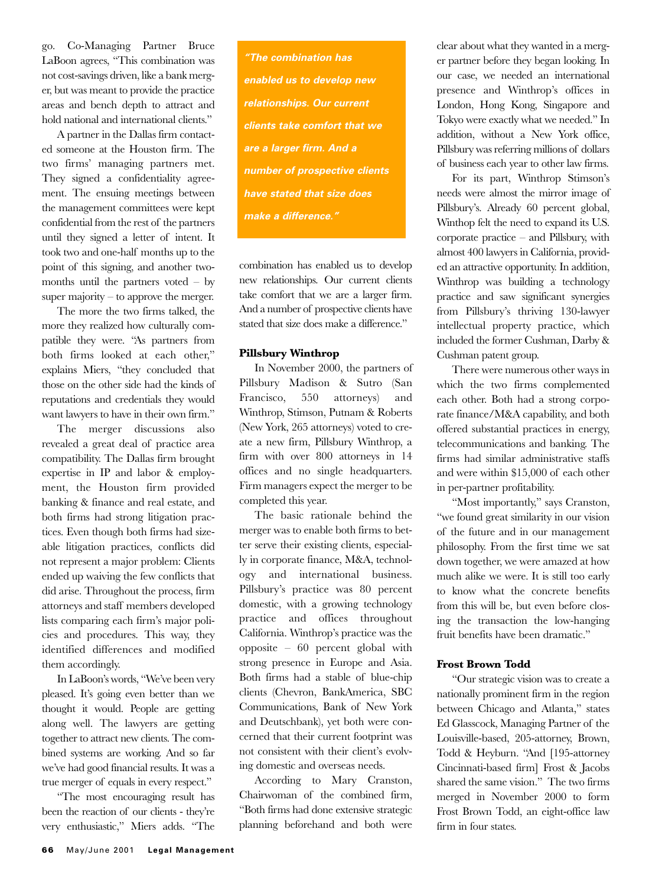go. Co-Managing Partner Bruce LaBoon agrees, "This combination was not cost-savings driven, like a bank merger, but was meant to provide the practice areas and bench depth to attract and hold national and international clients."

A partner in the Dallas firm contacted someone at the Houston firm. The two firms' managing partners met. They signed a confidentiality agreement. The ensuing meetings between the management committees were kept confidential from the rest of the partners until they signed a letter of intent. It took two and one-half months up to the point of this signing, and another two-months until the partners voted – by super majority – to approve the merger.

The more the two firms talked, the more they realized how culturally compatible they were. "As partners from both firms looked at each other," explains Miers, "they concluded that those on the other side had the kinds of reputations and credentials they would want lawyers to have in their own firm."

The merger discussions also revealed a great deal of practice area compatibility. The Dallas firm brought expertise in IP and labor & employment, the Houston firm provided banking & finance and real estate, and both firms had strong litigation practices. Even though both firms had sizeable litigation practices, conflicts did not represent a major problem: Clients ended up waiving the few conflicts that did arise. Throughout the process, firm attorneys and staff members developed lists comparing each firm's major policies and procedures. This way, they identified differences and modified them accordingly.

In LaBoon's words, "We've been very pleased. It's going even better than we thought it would. People are getting along well. The lawyers are getting together to attract new clients. The combined systems are working. And so far we've had good financial results. It was a true merger of equals in every respect."

"The most encouraging result has been the reaction of our clients - they're very enthusiastic," Miers adds. "The combination has enabled us to develop new relationships. Our current clients take comfort that we are a larger firm. And a number of prospective clients have stated that size does make a difference."

> ***"The combination has enabled us to develop new relationships. Our current clients take comfort that we are a larger firm. And a number of prospective clients have stated that size does make a difference."***

**Pillsbury Winthrop**

In November 2000, the partners of Pillsbury Madison & Sutro (San Francisco, 550 attorneys) and Winthrop, Stimson, Putnam & Roberts (New York, 265 attorneys) voted to create a new firm, Pillsbury Winthrop, a firm with over 800 attorneys in 14 offices and no single headquarters. Firm managers expect the merger to be completed this year.

The basic rationale behind the merger was to enable both firms to better serve their existing clients, especially in corporate finance, M&A, technology and international business. Pillsbury's practice was 80 percent domestic, with a growing technology practice and offices throughout California. Winthrop's practice was the opposite – 60 percent global with strong presence in Europe and Asia. Both firms had a stable of blue-chip clients (Chevron, BankAmerica, SBC Communications, Bank of New York and Deutschbank), yet both were concerned that their current footprint was not consistent with their client's evolving domestic and overseas needs.

According to Mary Cranston, Chairwoman of the combined firm, "Both firms had done extensive strategic planning beforehand and both were clear about what they wanted in a merger partner before they began looking. In our case, we needed an international presence and Winthrop's offices in London, Hong Kong, Singapore and Tokyo were exactly what we needed." In addition, without a New York office, Pillsbury was referring millions of dollars of business each year to other law firms.

For its part, Winthrop Stimson's needs were almost the mirror image of Pillsbury's. Already 60 percent global, Winthop felt the need to expand its U.S. corporate practice – and Pillsbury, with almost 400 lawyers in California, provided an attractive opportunity. In addition, Winthrop was building a technology practice and saw significant synergies from Pillsbury's thriving 130-lawyer intellectual property practice, which included the former Cushman, Darby & Cushman patent group.

There were numerous other ways in which the two firms complemented each other. Both had a strong corporate finance/M&A capability, and both offered substantial practices in energy, telecommunications and banking. The firms had similar administrative staffs and were within $15,000 of each other in per-partner profitability.

"Most importantly," says Cranston, "we found great similarity in our vision of the future and in our management philosophy. From the first time we sat down together, we were amazed at how much alike we were. It is still too early to know what the concrete benefits from this will be, but even before closing the transaction the low-hanging fruit benefits have been dramatic."

**Frost Brown Todd**

"Our strategic vision was to create a nationally prominent firm in the region between Chicago and Atlanta," states Ed Glasscock, Managing Partner of the Louisville-based, 205-attorney, Brown, Todd & Heyburn. "And [195-attorney Cincinnati-based firm] Frost & Jacobs shared the same vision." The two firms merged in November 2000 to form Frost Brown Todd, an eight-office law firm in four states.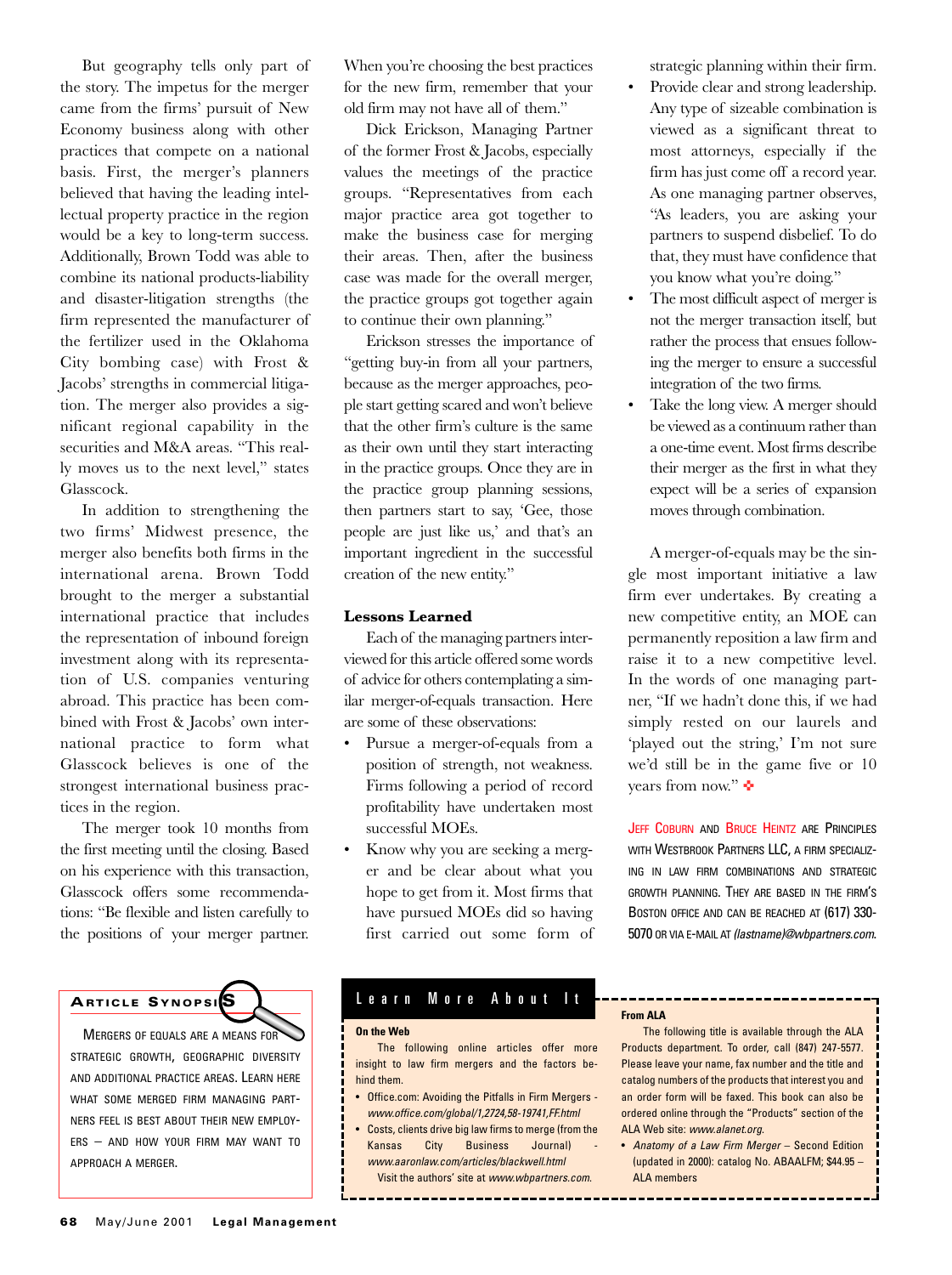But geography tells only part of the story. The impetus for the merger came from the firms' pursuit of New Economy business along with other practices that compete on a national basis. First, the merger's planners believed that having the leading intellectual property practice in the region would be a key to long-term success. Additionally, Brown Todd was able to combine its national products-liability and disaster-litigation strengths (the firm represented the manufacturer of the fertilizer used in the Oklahoma City bombing case) with Frost & Jacobs' strengths in commercial litigation. The merger also provides a significant regional capability in the securities and M&A areas. "This really moves us to the next level," states Glasscock.

In addition to strengthening the two firms' Midwest presence, the merger also benefits both firms in the international arena. Brown Todd brought to the merger a substantial international practice that includes the representation of inbound foreign investment along with its representation of U.S. companies venturing abroad. This practice has been combined with Frost & Jacobs' own international practice to form what Glasscock believes is one of the strongest international business practices in the region.

The merger took 10 months from the first meeting until the closing. Based on his experience with this transaction, Glasscock offers some recommendations: "Be flexible and listen carefully to the positions of your merger partner. When you're choosing the best practices for the new firm, remember that your old firm may not have all of them."

Dick Erickson, Managing Partner of the former Frost & Jacobs, especially values the meetings of the practice groups. "Representatives from each major practice area got together to make the business case for merging their areas. Then, after the business case was made for the overall merger, the practice groups got together again to continue their own planning."

Erickson stresses the importance of "getting buy-in from all your partners, because as the merger approaches, people start getting scared and won't believe that the other firm's culture is the same as their own until they start interacting in the practice groups. Once they are in the practice group planning sessions, then partners start to say, 'Gee, those people are just like us,' and that's an important ingredient in the successful creation of the new entity."

**Lessons Learned**

Each of the managing partners interviewed for this article offered some words of advice for others contemplating a similar merger-of-equals transaction. Here are some of these observations:

- Pursue a merger-of-equals from a position of strength, not weakness. Firms following a period of record profitability have undertaken most successful MOEs.
- Know why you are seeking a merger and be clear about what you hope to get from it. Most firms that have pursued MOEs did so having first carried out some form of strategic planning within their firm.
- Provide clear and strong leadership. Any type of sizeable combination is viewed as a significant threat to most attorneys, especially if the firm has just come off a record year. As one managing partner observes, "As leaders, you are asking your partners to suspend disbelief. To do that, they must have confidence that you know what you're doing."
- The most difficult aspect of merger is not the merger transaction itself, but rather the process that ensues following the merger to ensure a successful integration of the two firms.
- Take the long view. A merger should be viewed as a continuum rather than a one-time event. Most firms describe their merger as the first in what they expect will be a series of expansion moves through combination.

A merger-of-equals may be the single most important initiative a law firm ever undertakes. By creating a new competitive entity, an MOE can permanently reposition a law firm and raise it to a new competitive level. In the words of one managing partner, "If we hadn't done this, if we had simply rested on our laurels and 'played out the string,' I'm not sure we'd still be in the game five or 10 years from now."

JEFF COBURN AND BRUCE HEINTZ ARE PRINCIPLES WITH WESTBROOK PARTNERS LLC, A FIRM SPECIALIZING IN LAW FIRM COMBINATIONS AND STRATEGIC GROWTH PLANNING. THEY ARE BASED IN THE FIRM'S BOSTON OFFICE AND CAN BE REACHED AT (617) 330-5070 OR VIA E-MAIL AT *(lastname)@wbpartners.com*.

**ARTICLE SYNOPSIS**

MERGERS OF EQUALS ARE A MEANS FOR STRATEGIC GROWTH, GEOGRAPHIC DIVERSITY AND ADDITIONAL PRACTICE AREAS. LEARN HERE WHAT SOME MERGED FIRM MANAGING PARTNERS FEEL IS BEST ABOUT THEIR NEW EMPLOYERS — AND HOW YOUR FIRM MAY WANT TO APPROACH A MERGER.

**Learn More About It**

**On the Web**

The following online articles offer more insight to law firm mergers and the factors behind them.

- Office.com: Avoiding the Pitfalls in Firm Mergers - *www.office.com/global/1,2724,58-19741,FF.html*
- Costs, clients drive big law firms to merge (from the Kansas City Business Journal) - *www.aaronlaw.com/articles/blackwell.html*

Visit the authors' site at *www.wbpartners.com*.

**From ALA**

The following title is available through the ALA Products department. To order, call (847) 247-5577. Please leave your name, fax number and the title and catalog numbers of the products that interest you and an order form will be faxed. This book can also be ordered online through the "Products" section of the ALA Web site: *www.alanet.org*.

- *Anatomy of a Law Firm Merger* – Second Edition (updated in 2000): catalog No. ABAALFM; $44.95 – ALA members